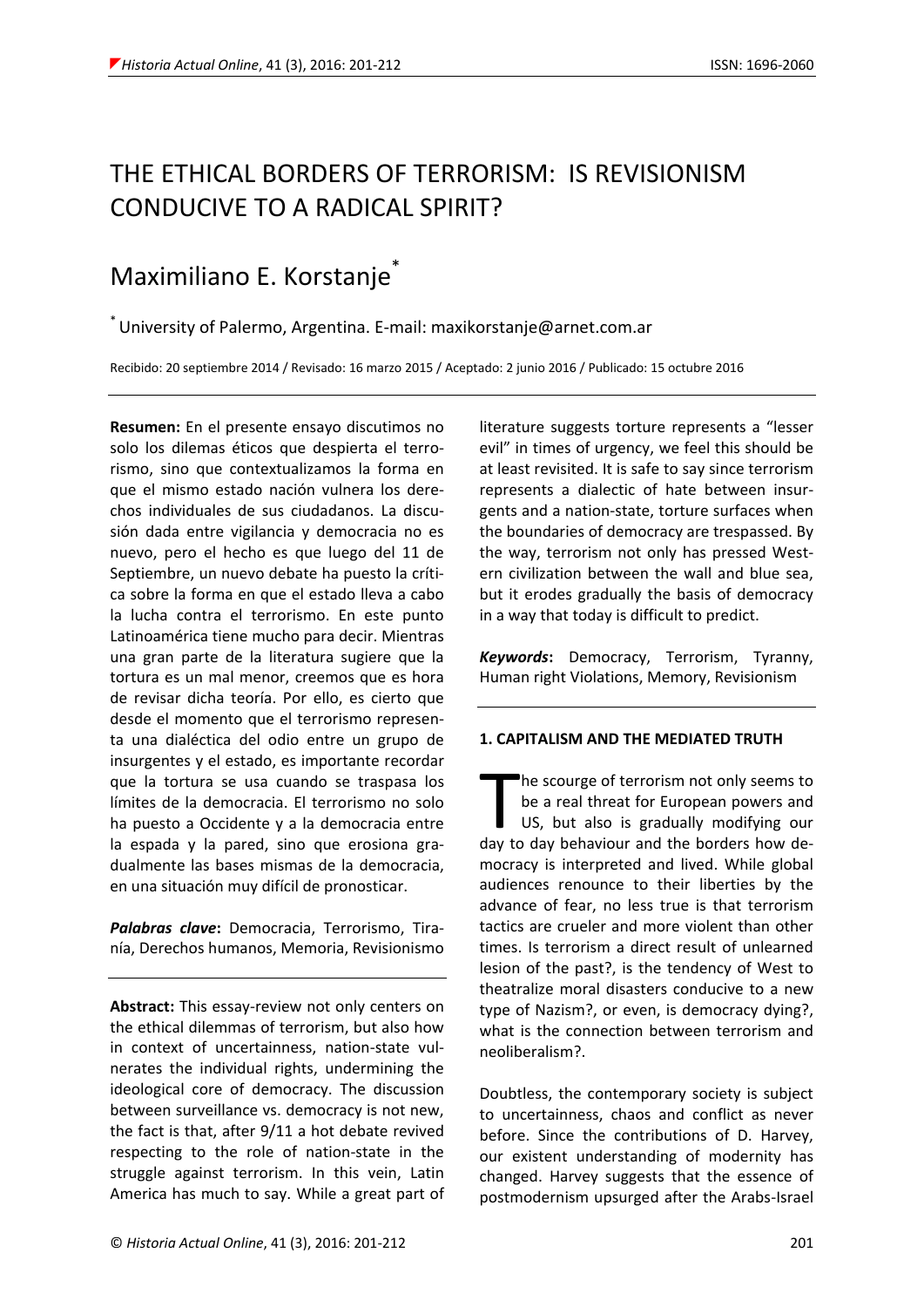# THE ETHICAL BORDERS OF TERRORISM: IS REVISIONISM CONDUCIVE TO A RADICAL SPIRIT?

## Maximiliano E. Korstanje[*]

[*] University of Palermo, Argentina. E-mail: maxikorstanje@arnet.com.ar

Recibido: 20 septiembre 2014 / Revisado: 16 marzo 2015 / Aceptado: 2 junio 2016 / Publicado: 15 octubre 2016

**Resumen:** En el presente ensayo discutimos no solo los dilemas éticos que despierta el terrorismo, sino que contextualizamos la forma en que el mismo estado nación vulnera los derechos individuales de sus ciudadanos. La discusión dada entre vigilancia y democracia no es nuevo, pero el hecho es que luego del 11 de Septiembre, un nuevo debate ha puesto la crítica sobre la forma en que el estado lleva a cabo la lucha contra el terrorismo. En este punto Latinoamérica tiene mucho para decir. Mientras una gran parte de la literatura sugiere que la tortura es un mal menor, creemos que es hora de revisar dicha teoría. Por ello, es cierto que desde el momento que el terrorismo representa una dialéctica del odio entre un grupo de insurgentes y el estado, es importante recordar que la tortura se usa cuando se traspasa los límites de la democracia. El terrorismo no solo ha puesto a Occidente y a la democracia entre la espada y la pared, sino que erosiona gradualmente las bases mismas de la democracia, en una situación muy difícil de pronosticar.

***Palabras clave*:** Democracia, Terrorismo, Tiranía, Derechos humanos, Memoria, Revisionismo

**Abstract:** This essay-review not only centers on the ethical dilemmas of terrorism, but also how in context of uncertainness, nation-state vulnerates the individual rights, undermining the ideological core of democracy. The discussion between surveillance vs. democracy is not new, the fact is that, after 9/11 a hot debate revived respecting to the role of nation-state in the struggle against terrorism. In this vein, Latin America has much to say. While a great part of literature suggests torture represents a "lesser evil" in times of urgency, we feel this should be at least revisited. It is safe to say since terrorism represents a dialectic of hate between insurgents and a nation-state, torture surfaces when the boundaries of democracy are trespassed. By the way, terrorism not only has pressed Western civilization between the wall and blue sea, but it erodes gradually the basis of democracy in a way that today is difficult to predict.

***Keywords*:** Democracy, Terrorism, Tyranny, Human right Violations, Memory, Revisionism

### 1. CAPITALISM AND THE MEDIATED TRUTH

The scourge of terrorism not only seems to be a real threat for European powers and US, but also is gradually modifying our day to day behaviour and the borders how democracy is interpreted and lived. While global audiences renounce to their liberties by the advance of fear, no less true is that terrorism tactics are crueler and more violent than other times. Is terrorism a direct result of unlearned lesion of the past?, is the tendency of West to theatralize moral disasters conducive to a new type of Nazism?, or even, is democracy dying?, what is the connection between terrorism and neoliberalism?.

Doubtless, the contemporary society is subject to uncertainness, chaos and conflict as never before. Since the contributions of D. Harvey, our existent understanding of modernity has changed. Harvey suggests that the essence of postmodernism upsurged after the Arabs-Israel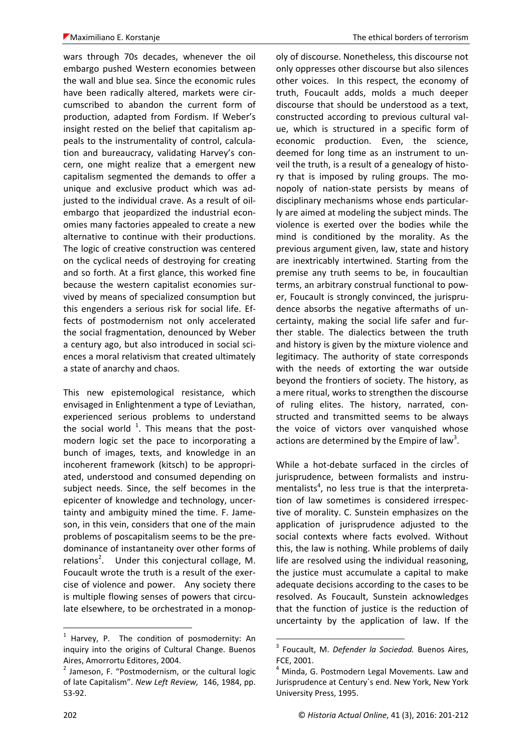wars through 70s decades, whenever the oil embargo pushed Western economies between the wall and blue sea. Since the economic rules have been radically altered, markets were circumscribed to abandon the current form of production, adapted from Fordism. If Weber's insight rested on the belief that capitalism appeals to the instrumentality of control, calculation and bureaucracy, validating Harvey's concern, one might realize that a emergent new capitalism segmented the demands to offer a unique and exclusive product which was adjusted to the individual crave. As a result of oil-embargo that jeopardized the industrial economies many factories appealed to create a new alternative to continue with their productions. The logic of creative construction was centered on the cyclical needs of destroying for creating and so forth. At a first glance, this worked fine because the western capitalist economies survived by means of specialized consumption but this engenders a serious risk for social life. Effects of postmodernism not only accelerated the social fragmentation, denounced by Weber a century ago, but also introduced in social sciences a moral relativism that created ultimately a state of anarchy and chaos.

This new epistemological resistance, which envisaged in Enlightenment a type of Leviathan, experienced serious problems to understand the social world [1]. This means that the post-modern logic set the pace to incorporating a bunch of images, texts, and knowledge in an incoherent framework (kitsch) to be appropriated, understood and consumed depending on subject needs. Since, the self becomes in the epicenter of knowledge and technology, uncertainty and ambiguity mined the time. F. Jameson, in this vein, considers that one of the main problems of poscapitalism seems to be the predominance of instantaneity over other forms of relations[2]. Under this conjectural collage, M. Foucault wrote the truth is a result of the exercise of violence and power. Any society there is multiple flowing senses of powers that circulate elsewhere, to be orchestrated in a monopoly of discourse. Nonetheless, this discourse not only oppresses other discourse but also silences other voices. In this respect, the economy of truth, Foucault adds, molds a much deeper discourse that should be understood as a text, constructed according to previous cultural value, which is structured in a specific form of economic production. Even, the science, deemed for long time as an instrument to unveil the truth, is a result of a genealogy of history that is imposed by ruling groups. The monopoly of nation-state persists by means of disciplinary mechanisms whose ends particularly are aimed at modeling the subject minds. The violence is exerted over the bodies while the mind is conditioned by the morality. As the previous argument given, law, state and history are inextricably intertwined. Starting from the premise any truth seems to be, in foucaultian terms, an arbitrary construal functional to power, Foucault is strongly convinced, the jurisprudence absorbs the negative aftermaths of uncertainty, making the social life safer and further stable. The dialectics between the truth and history is given by the mixture violence and legitimacy. The authority of state corresponds with the needs of extorting the war outside beyond the frontiers of society. The history, as a mere ritual, works to strengthen the discourse of ruling elites. The history, narrated, constructed and transmitted seems to be always the voice of victors over vanquished whose actions are determined by the Empire of law[3].

While a hot-debate surfaced in the circles of jurisprudence, between formalists and instrumentalists[4], no less true is that the interpretation of law sometimes is considered irrespective of morality. C. Sunstein emphasizes on the application of jurisprudence adjusted to the social contexts where facts evolved. Without this, the law is nothing. While problems of daily life are resolved using the individual reasoning, the justice must accumulate a capital to make adequate decisions according to the cases to be resolved. As Foucault, Sunstein acknowledges that the function of justice is the reduction of uncertainty by the application of law. If the

---

[1] Harvey, P. The condition of posmodernity: An inquiry into the origins of Cultural Change. Buenos Aires, Amorrortu Editores, 2004.

[2] Jameson, F. "Postmodernism, or the cultural logic of late Capitalism". *New Left Review,* 146, 1984, pp. 53-92.

[3] Foucault, M. *Defender la Sociedad.* Buenos Aires, FCE, 2001.

[4] Minda, G. Postmodern Legal Movements. Law and Jurisprudence at Century´s end. New York, New York University Press, 1995.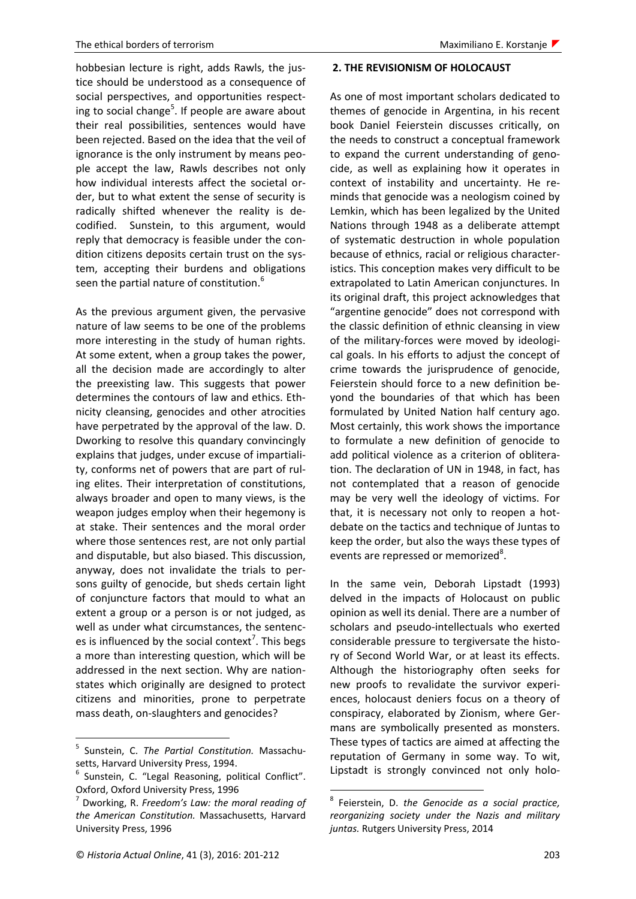hobbesian lecture is right, adds Rawls, the justice should be understood as a consequence of social perspectives, and opportunities respecting to social change[5]. If people are aware about their real possibilities, sentences would have been rejected. Based on the idea that the veil of ignorance is the only instrument by means people accept the law, Rawls describes not only how individual interests affect the societal order, but to what extent the sense of security is radically shifted whenever the reality is decodified. Sunstein, to this argument, would reply that democracy is feasible under the condition citizens deposits certain trust on the system, accepting their burdens and obligations seen the partial nature of constitution.[6]

As the previous argument given, the pervasive nature of law seems to be one of the problems more interesting in the study of human rights. At some extent, when a group takes the power, all the decision made are accordingly to alter the preexisting law. This suggests that power determines the contours of law and ethics. Ethnicity cleansing, genocides and other atrocities have perpetrated by the approval of the law. D. Dworking to resolve this quandary convincingly explains that judges, under excuse of impartiality, conforms net of powers that are part of ruling elites. Their interpretation of constitutions, always broader and open to many views, is the weapon judges employ when their hegemony is at stake. Their sentences and the moral order where those sentences rest, are not only partial and disputable, but also biased. This discussion, anyway, does not invalidate the trials to persons guilty of genocide, but sheds certain light of conjuncture factors that mould to what an extent a group or a person is or not judged, as well as under what circumstances, the sentences is influenced by the social context[7]. This begs a more than interesting question, which will be addressed in the next section. Why are nation-states which originally are designed to protect citizens and minorities, prone to perpetrate mass death, on-slaughters and genocides?

## 2. THE REVISIONISM OF HOLOCAUST

As one of most important scholars dedicated to themes of genocide in Argentina, in his recent book Daniel Feierstein discusses critically, on the needs to construct a conceptual framework to expand the current understanding of genocide, as well as explaining how it operates in context of instability and uncertainty. He reminds that genocide was a neologism coined by Lemkin, which has been legalized by the United Nations through 1948 as a deliberate attempt of systematic destruction in whole population because of ethnics, racial or religious characteristics. This conception makes very difficult to be extrapolated to Latin American conjunctures. In its original draft, this project acknowledges that "argentine genocide" does not correspond with the classic definition of ethnic cleansing in view of the military-forces were moved by ideological goals. In his efforts to adjust the concept of crime towards the jurisprudence of genocide, Feierstein should force to a new definition beyond the boundaries of that which has been formulated by United Nation half century ago. Most certainly, this work shows the importance to formulate a new definition of genocide to add political violence as a criterion of obliteration. The declaration of UN in 1948, in fact, has not contemplated that a reason of genocide may be very well the ideology of victims. For that, it is necessary not only to reopen a hot-debate on the tactics and technique of Juntas to keep the order, but also the ways these types of events are repressed or memorized[8].

In the same vein, Deborah Lipstadt (1993) delved in the impacts of Holocaust on public opinion as well its denial. There are a number of scholars and pseudo-intellectuals who exerted considerable pressure to tergiversate the history of Second World War, or at least its effects. Although the historiography often seeks for new proofs to revalidate the survivor experiences, holocaust deniers focus on a theory of conspiracy, elaborated by Zionism, where Germans are symbolically presented as monsters. These types of tactics are aimed at affecting the reputation of Germany in some way. To wit, Lipstadt is strongly convinced not only holo-

---

[5] Sunstein, C. *The Partial Constitution.* Massachusetts, Harvard University Press, 1994.

[6] Sunstein, C. "Legal Reasoning, political Conflict". Oxford, Oxford University Press, 1996

[7] Dworking, R. *Freedom's Law: the moral reading of the American Constitution.* Massachusetts, Harvard University Press, 1996

[8] Feierstein, D. *the Genocide as a social practice, reorganizing society under the Nazis and military juntas.* Rutgers University Press, 2014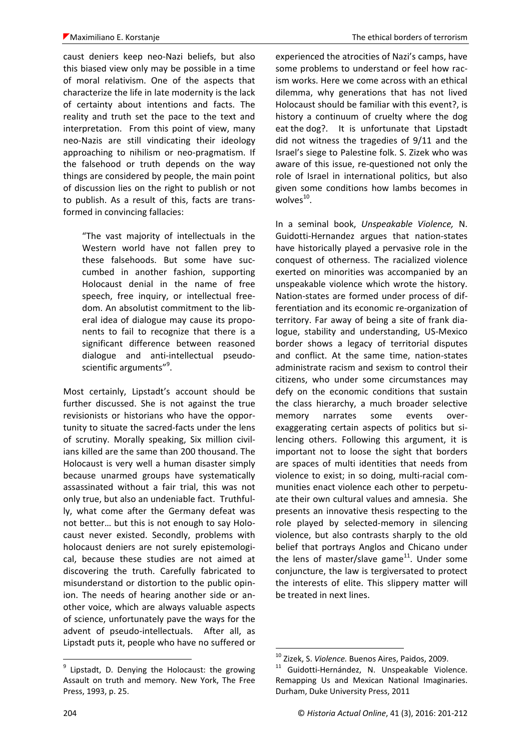caust deniers keep neo-Nazi beliefs, but also this biased view only may be possible in a time of moral relativism. One of the aspects that characterize the life in late modernity is the lack of certainty about intentions and facts. The reality and truth set the pace to the text and interpretation. From this point of view, many neo-Nazis are still vindicating their ideology approaching to nihilism or neo-pragmatism. If the falsehood or truth depends on the way things are considered by people, the main point of discussion lies on the right to publish or not to publish. As a result of this, facts are transformed in convincing fallacies:

> "The vast majority of intellectuals in the Western world have not fallen prey to these falsehoods. But some have succumbed in another fashion, supporting Holocaust denial in the name of free speech, free inquiry, or intellectual freedom. An absolutist commitment to the liberal idea of dialogue may cause its proponents to fail to recognize that there is a significant difference between reasoned dialogue and anti-intellectual pseudo-scientific arguments"[9].

Most certainly, Lipstadt's account should be further discussed. She is not against the true revisionists or historians who have the opportunity to situate the sacred-facts under the lens of scrutiny. Morally speaking, Six million civilians killed are the same than 200 thousand. The Holocaust is very well a human disaster simply because unarmed groups have systematically assassinated without a fair trial, this was not only true, but also an undeniable fact. Truthfully, what come after the Germany defeat was not better… but this is not enough to say Holocaust never existed. Secondly, problems with holocaust deniers are not surely epistemological, because these studies are not aimed at discovering the truth. Carefully fabricated to misunderstand or distortion to the public opinion. The needs of hearing another side or another voice, which are always valuable aspects of science, unfortunately pave the ways for the advent of pseudo-intellectuals. After all, as Lipstadt puts it, people who have no suffered or experienced the atrocities of Nazi's camps, have some problems to understand or feel how racism works. Here we come across with an ethical dilemma, why generations that has not lived Holocaust should be familiar with this event?, is history a continuum of cruelty where the dog eat the dog?. It is unfortunate that Lipstadt did not witness the tragedies of 9/11 and the Israel's siege to Palestine folk. S. Zizek who was aware of this issue, re-questioned not only the role of Israel in international politics, but also given some conditions how lambs becomes in wolves[10].

In a seminal book, *Unspeakable Violence,* N. Guidotti-Hernandez argues that nation-states have historically played a pervasive role in the conquest of otherness. The racialized violence exerted on minorities was accompanied by an unspeakable violence which wrote the history. Nation-states are formed under process of differentiation and its economic re-organization of territory. Far away of being a site of frank dialogue, stability and understanding, US-Mexico border shows a legacy of territorial disputes and conflict. At the same time, nation-states administrate racism and sexism to control their citizens, who under some circumstances may defy on the economic conditions that sustain the class hierarchy, a much broader selective memory narrates some events over-exaggerating certain aspects of politics but silencing others. Following this argument, it is important not to loose the sight that borders are spaces of multi identities that needs from violence to exist; in so doing, multi-racial communities enact violence each other to perpetuate their own cultural values and amnesia. She presents an innovative thesis respecting to the role played by selected-memory in silencing violence, but also contrasts sharply to the old belief that portrays Anglos and Chicano under the lens of master/slave game[11]. Under some conjuncture, the law is tergiversated to protect the interests of elite. This slippery matter will be treated in next lines.

---

[9] Lipstadt, D. Denying the Holocaust: the growing Assault on truth and memory. New York, The Free Press, 1993, p. 25.

[10] Zizek, S. *Violence.* Buenos Aires, Paidos, 2009.

[11] Guidotti-Hernández, N. Unspeakable Violence. Remapping Us and Mexican National Imaginaries. Durham, Duke University Press, 2011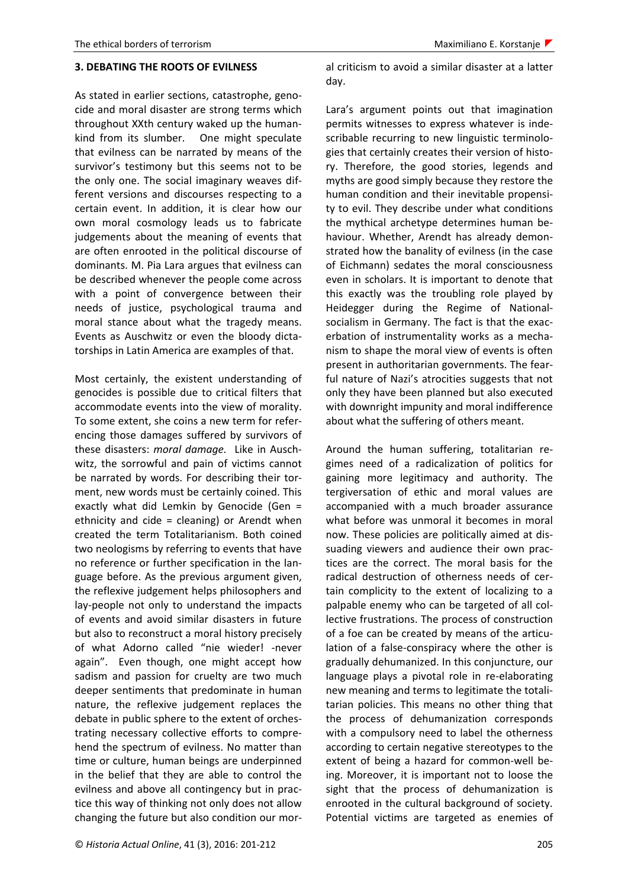## 3. DEBATING THE ROOTS OF EVILNESS

As stated in earlier sections, catastrophe, genocide and moral disaster are strong terms which throughout XXth century waked up the humankind from its slumber. One might speculate that evilness can be narrated by means of the survivor's testimony but this seems not to be the only one. The social imaginary weaves different versions and discourses respecting to a certain event. In addition, it is clear how our own moral cosmology leads us to fabricate judgements about the meaning of events that are often enrooted in the political discourse of dominants. M. Pia Lara argues that evilness can be described whenever the people come across with a point of convergence between their needs of justice, psychological trauma and moral stance about what the tragedy means. Events as Auschwitz or even the bloody dictatorships in Latin America are examples of that.

Most certainly, the existent understanding of genocides is possible due to critical filters that accommodate events into the view of morality. To some extent, she coins a new term for referencing those damages suffered by survivors of these disasters: *moral damage.* Like in Auschwitz, the sorrowful and pain of victims cannot be narrated by words. For describing their torment, new words must be certainly coined. This exactly what did Lemkin by Genocide (Gen = ethnicity and cide = cleaning) or Arendt when created the term Totalitarianism. Both coined two neologisms by referring to events that have no reference or further specification in the language before. As the previous argument given, the reflexive judgement helps philosophers and lay-people not only to understand the impacts of events and avoid similar disasters in future but also to reconstruct a moral history precisely of what Adorno called "nie wieder! -never again". Even though, one might accept how sadism and passion for cruelty are two much deeper sentiments that predominate in human nature, the reflexive judgement replaces the debate in public sphere to the extent of orchestrating necessary collective efforts to comprehend the spectrum of evilness. No matter than time or culture, human beings are underpinned in the belief that they are able to control the evilness and above all contingency but in practice this way of thinking not only does not allow changing the future but also condition our moral criticism to avoid a similar disaster at a latter day.

Lara's argument points out that imagination permits witnesses to express whatever is indescribable recurring to new linguistic terminologies that certainly creates their version of history. Therefore, the good stories, legends and myths are good simply because they restore the human condition and their inevitable propensity to evil. They describe under what conditions the mythical archetype determines human behaviour. Whether, Arendt has already demonstrated how the banality of evilness (in the case of Eichmann) sedates the moral consciousness even in scholars. It is important to denote that this exactly was the troubling role played by Heidegger during the Regime of National-socialism in Germany. The fact is that the exacerbation of instrumentality works as a mechanism to shape the moral view of events is often present in authoritarian governments. The fearful nature of Nazi's atrocities suggests that not only they have been planned but also executed with downright impunity and moral indifference about what the suffering of others meant.

Around the human suffering, totalitarian regimes need of a radicalization of politics for gaining more legitimacy and authority. The tergiversation of ethic and moral values are accompanied with a much broader assurance what before was unmoral it becomes in moral now. These policies are politically aimed at dissuading viewers and audience their own practices are the correct. The moral basis for the radical destruction of otherness needs of certain complicity to the extent of localizing to a palpable enemy who can be targeted of all collective frustrations. The process of construction of a foe can be created by means of the articulation of a false-conspiracy where the other is gradually dehumanized. In this conjuncture, our language plays a pivotal role in re-elaborating new meaning and terms to legitimate the totalitarian policies. This means no other thing that the process of dehumanization corresponds with a compulsory need to label the otherness according to certain negative stereotypes to the extent of being a hazard for common-well being. Moreover, it is important not to loose the sight that the process of dehumanization is enrooted in the cultural background of society. Potential victims are targeted as enemies of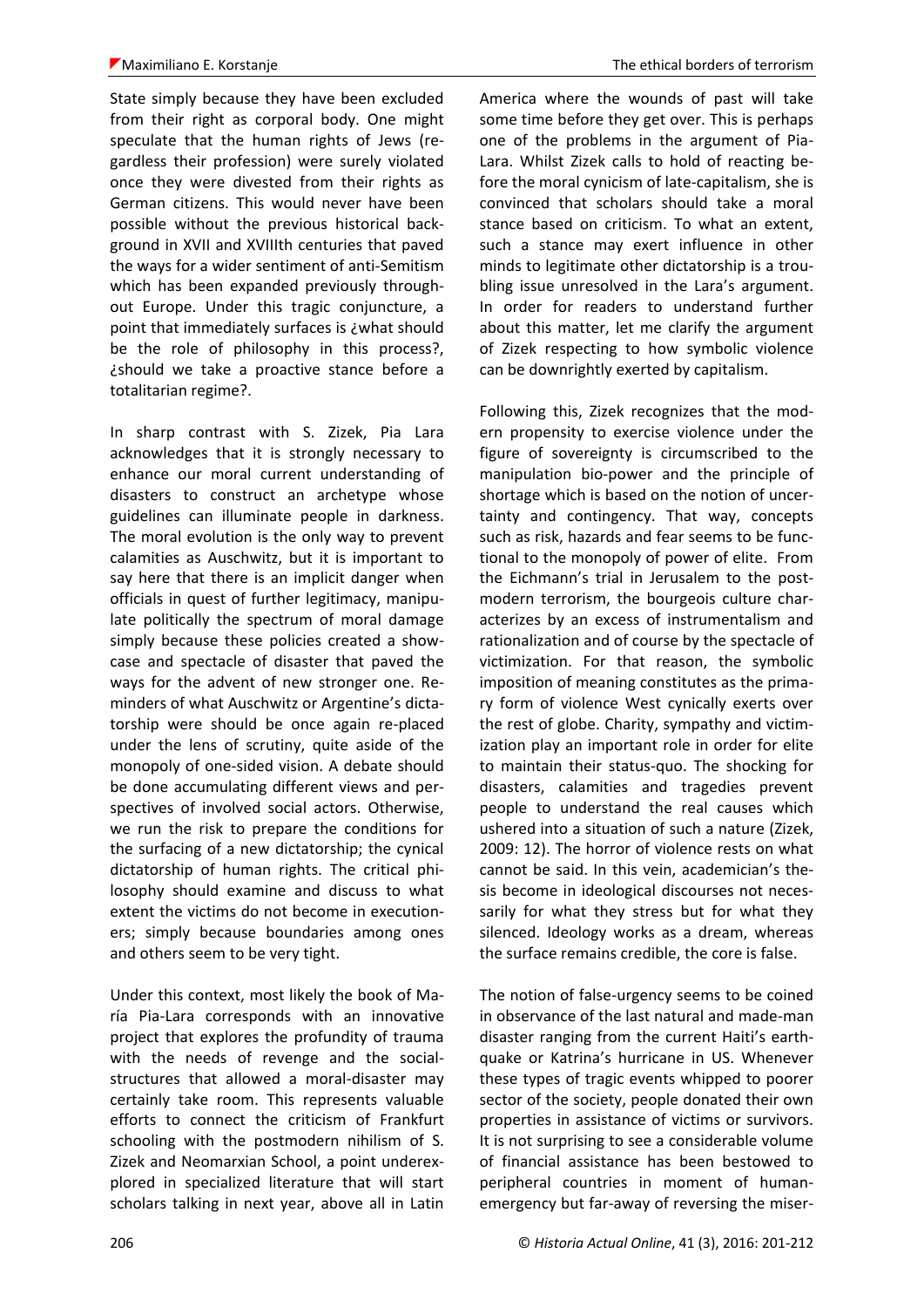State simply because they have been excluded from their right as corporal body. One might speculate that the human rights of Jews (regardless their profession) were surely violated once they were divested from their rights as German citizens. This would never have been possible without the previous historical background in XVII and XVIIIth centuries that paved the ways for a wider sentiment of anti-Semitism which has been expanded previously throughout Europe. Under this tragic conjuncture, a point that immediately surfaces is ¿what should be the role of philosophy in this process?, ¿should we take a proactive stance before a totalitarian regime?.

In sharp contrast with S. Zizek, Pia Lara acknowledges that it is strongly necessary to enhance our moral current understanding of disasters to construct an archetype whose guidelines can illuminate people in darkness. The moral evolution is the only way to prevent calamities as Auschwitz, but it is important to say here that there is an implicit danger when officials in quest of further legitimacy, manipulate politically the spectrum of moral damage simply because these policies created a showcase and spectacle of disaster that paved the ways for the advent of new stronger one. Reminders of what Auschwitz or Argentine's dictatorship were should be once again re-placed under the lens of scrutiny, quite aside of the monopoly of one-sided vision. A debate should be done accumulating different views and perspectives of involved social actors. Otherwise, we run the risk to prepare the conditions for the surfacing of a new dictatorship; the cynical dictatorship of human rights. The critical philosophy should examine and discuss to what extent the victims do not become in executioners; simply because boundaries among ones and others seem to be very tight.

Under this context, most likely the book of María Pia-Lara corresponds with an innovative project that explores the profundity of trauma with the needs of revenge and the social-structures that allowed a moral-disaster may certainly take room. This represents valuable efforts to connect the criticism of Frankfurt schooling with the postmodern nihilism of S. Zizek and Neomarxian School, a point underexplored in specialized literature that will start scholars talking in next year, above all in Latin America where the wounds of past will take some time before they get over. This is perhaps one of the problems in the argument of Pia-Lara. Whilst Zizek calls to hold of reacting before the moral cynicism of late-capitalism, she is convinced that scholars should take a moral stance based on criticism. To what an extent, such a stance may exert influence in other minds to legitimate other dictatorship is a troubling issue unresolved in the Lara's argument. In order for readers to understand further about this matter, let me clarify the argument of Zizek respecting to how symbolic violence can be downrightly exerted by capitalism.

Following this, Zizek recognizes that the modern propensity to exercise violence under the figure of sovereignty is circumscribed to the manipulation bio-power and the principle of shortage which is based on the notion of uncertainty and contingency. That way, concepts such as risk, hazards and fear seems to be functional to the monopoly of power of elite. From the Eichmann's trial in Jerusalem to the postmodern terrorism, the bourgeois culture characterizes by an excess of instrumentalism and rationalization and of course by the spectacle of victimization. For that reason, the symbolic imposition of meaning constitutes as the primary form of violence West cynically exerts over the rest of globe. Charity, sympathy and victimization play an important role in order for elite to maintain their status-quo. The shocking for disasters, calamities and tragedies prevent people to understand the real causes which ushered into a situation of such a nature (Zizek, 2009: 12). The horror of violence rests on what cannot be said. In this vein, academician's thesis become in ideological discourses not necessarily for what they stress but for what they silenced. Ideology works as a dream, whereas the surface remains credible, the core is false.

The notion of false-urgency seems to be coined in observance of the last natural and made-man disaster ranging from the current Haiti's earthquake or Katrina's hurricane in US. Whenever these types of tragic events whipped to poorer sector of the society, people donated their own properties in assistance of victims or survivors. It is not surprising to see a considerable volume of financial assistance has been bestowed to peripheral countries in moment of human-emergency but far-away of reversing the miser-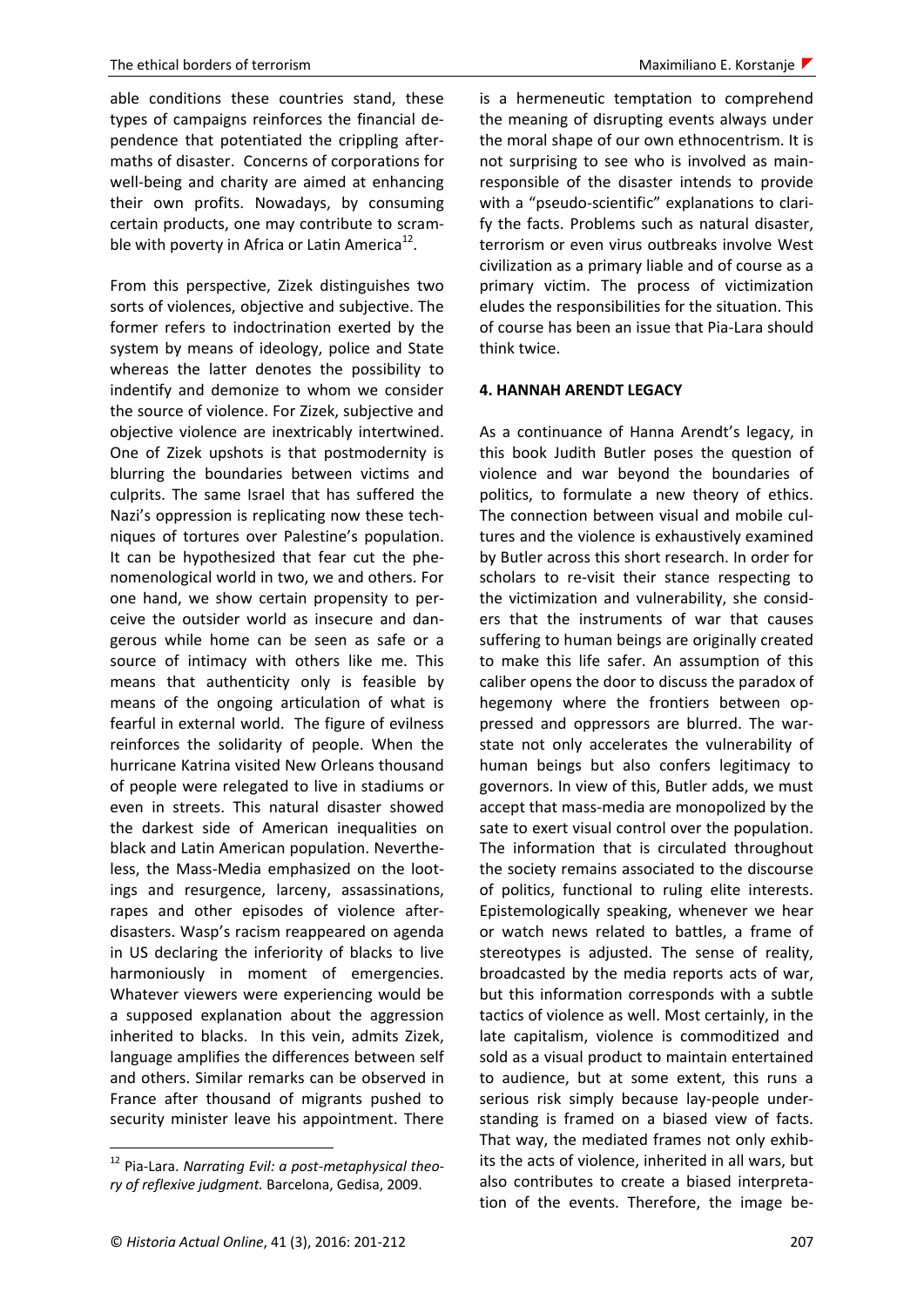able conditions these countries stand, these types of campaigns reinforces the financial dependence that potentiated the crippling aftermaths of disaster. Concerns of corporations for well-being and charity are aimed at enhancing their own profits. Nowadays, by consuming certain products, one may contribute to scramble with poverty in Africa or Latin America[12].

From this perspective, Zizek distinguishes two sorts of violences, objective and subjective. The former refers to indoctrination exerted by the system by means of ideology, police and State whereas the latter denotes the possibility to indentify and demonize to whom we consider the source of violence. For Zizek, subjective and objective violence are inextricably intertwined. One of Zizek upshots is that postmodernity is blurring the boundaries between victims and culprits. The same Israel that has suffered the Nazi's oppression is replicating now these techniques of tortures over Palestine's population. It can be hypothesized that fear cut the phenomenological world in two, we and others. For one hand, we show certain propensity to perceive the outsider world as insecure and dangerous while home can be seen as safe or a source of intimacy with others like me. This means that authenticity only is feasible by means of the ongoing articulation of what is fearful in external world. The figure of evilness reinforces the solidarity of people. When the hurricane Katrina visited New Orleans thousand of people were relegated to live in stadiums or even in streets. This natural disaster showed the darkest side of American inequalities on black and Latin American population. Nevertheless, the Mass-Media emphasized on the lootings and resurgence, larceny, assassinations, rapes and other episodes of violence after-disasters. Wasp's racism reappeared on agenda in US declaring the inferiority of blacks to live harmoniously in moment of emergencies. Whatever viewers were experiencing would be a supposed explanation about the aggression inherited to blacks. In this vein, admits Zizek, language amplifies the differences between self and others. Similar remarks can be observed in France after thousand of migrants pushed to security minister leave his appointment. There is a hermeneutic temptation to comprehend the meaning of disrupting events always under the moral shape of our own ethnocentrism. It is not surprising to see who is involved as main-responsible of the disaster intends to provide with a "pseudo-scientific" explanations to clarify the facts. Problems such as natural disaster, terrorism or even virus outbreaks involve West civilization as a primary liable and of course as a primary victim. The process of victimization eludes the responsibilities for the situation. This of course has been an issue that Pia-Lara should think twice.

## 4. HANNAH ARENDT LEGACY

As a continuance of Hanna Arendt's legacy, in this book Judith Butler poses the question of violence and war beyond the boundaries of politics, to formulate a new theory of ethics. The connection between visual and mobile cultures and the violence is exhaustively examined by Butler across this short research. In order for scholars to re-visit their stance respecting to the victimization and vulnerability, she considers that the instruments of war that causes suffering to human beings are originally created to make this life safer. An assumption of this caliber opens the door to discuss the paradox of hegemony where the frontiers between oppressed and oppressors are blurred. The war-state not only accelerates the vulnerability of human beings but also confers legitimacy to governors. In view of this, Butler adds, we must accept that mass-media are monopolized by the sate to exert visual control over the population. The information that is circulated throughout the society remains associated to the discourse of politics, functional to ruling elite interests. Epistemologically speaking, whenever we hear or watch news related to battles, a frame of stereotypes is adjusted. The sense of reality, broadcasted by the media reports acts of war, but this information corresponds with a subtle tactics of violence as well. Most certainly, in the late capitalism, violence is commoditized and sold as a visual product to maintain entertained to audience, but at some extent, this runs a serious risk simply because lay-people understanding is framed on a biased view of facts. That way, the mediated frames not only exhibits the acts of violence, inherited in all wars, but also contributes to create a biased interpretation of the events. Therefore, the image be-

[12] Pia-Lara. *Narrating Evil: a post-metaphysical theory of reflexive judgment.* Barcelona, Gedisa, 2009.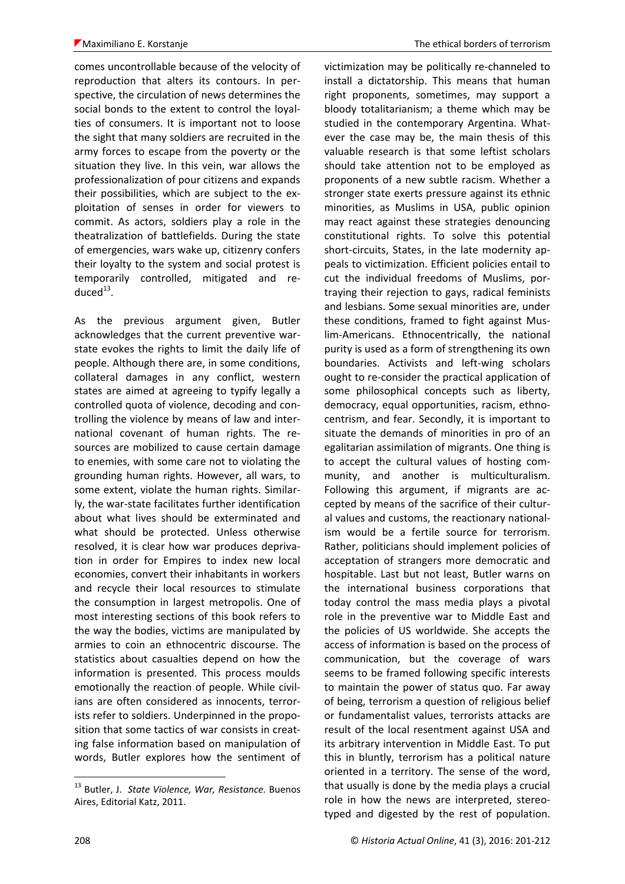comes uncontrollable because of the velocity of reproduction that alters its contours. In perspective, the circulation of news determines the social bonds to the extent to control the loyalties of consumers. It is important not to loose the sight that many soldiers are recruited in the army forces to escape from the poverty or the situation they live. In this vein, war allows the professionalization of pour citizens and expands their possibilities, which are subject to the exploitation of senses in order for viewers to commit. As actors, soldiers play a role in the theatralization of battlefields. During the state of emergencies, wars wake up, citizenry confers their loyalty to the system and social protest is temporarily controlled, mitigated and reduced[13].

As the previous argument given, Butler acknowledges that the current preventive war-state evokes the rights to limit the daily life of people. Although there are, in some conditions, collateral damages in any conflict, western states are aimed at agreeing to typify legally a controlled quota of violence, decoding and controlling the violence by means of law and international covenant of human rights. The resources are mobilized to cause certain damage to enemies, with some care not to violating the grounding human rights. However, all wars, to some extent, violate the human rights. Similarly, the war-state facilitates further identification about what lives should be exterminated and what should be protected. Unless otherwise resolved, it is clear how war produces deprivation in order for Empires to index new local economies, convert their inhabitants in workers and recycle their local resources to stimulate the consumption in largest metropolis. One of most interesting sections of this book refers to the way the bodies, victims are manipulated by armies to coin an ethnocentric discourse. The statistics about casualties depend on how the information is presented. This process moulds emotionally the reaction of people. While civilians are often considered as innocents, terrorists refer to soldiers. Underpinned in the proposition that some tactics of war consists in creating false information based on manipulation of words, Butler explores how the sentiment of victimization may be politically re-channeled to install a dictatorship. This means that human right proponents, sometimes, may support a bloody totalitarianism; a theme which may be studied in the contemporary Argentina. Whatever the case may be, the main thesis of this valuable research is that some leftist scholars should take attention not to be employed as proponents of a new subtle racism. Whether a stronger state exerts pressure against its ethnic minorities, as Muslims in USA, public opinion may react against these strategies denouncing constitutional rights. To solve this potential short-circuits, States, in the late modernity appeals to victimization. Efficient policies entail to cut the individual freedoms of Muslims, portraying their rejection to gays, radical feminists and lesbians. Some sexual minorities are, under these conditions, framed to fight against Muslim-Americans. Ethnocentrically, the national purity is used as a form of strengthening its own boundaries. Activists and left-wing scholars ought to re-consider the practical application of some philosophical concepts such as liberty, democracy, equal opportunities, racism, ethnocentrism, and fear. Secondly, it is important to situate the demands of minorities in pro of an egalitarian assimilation of migrants. One thing is to accept the cultural values of hosting community, and another is multiculturalism. Following this argument, if migrants are accepted by means of the sacrifice of their cultural values and customs, the reactionary nationalism would be a fertile source for terrorism. Rather, politicians should implement policies of acceptation of strangers more democratic and hospitable. Last but not least, Butler warns on the international business corporations that today control the mass media plays a pivotal role in the preventive war to Middle East and the policies of US worldwide. She accepts the access of information is based on the process of communication, but the coverage of wars seems to be framed following specific interests to maintain the power of status quo. Far away of being, terrorism a question of religious belief or fundamentalist values, terrorists attacks are result of the local resentment against USA and its arbitrary intervention in Middle East. To put this in bluntly, terrorism has a political nature oriented in a territory. The sense of the word, that usually is done by the media plays a crucial role in how the news are interpreted, stereotyped and digested by the rest of population.

[13] Butler, J. *State Violence, War, Resistance.* Buenos Aires, Editorial Katz, 2011.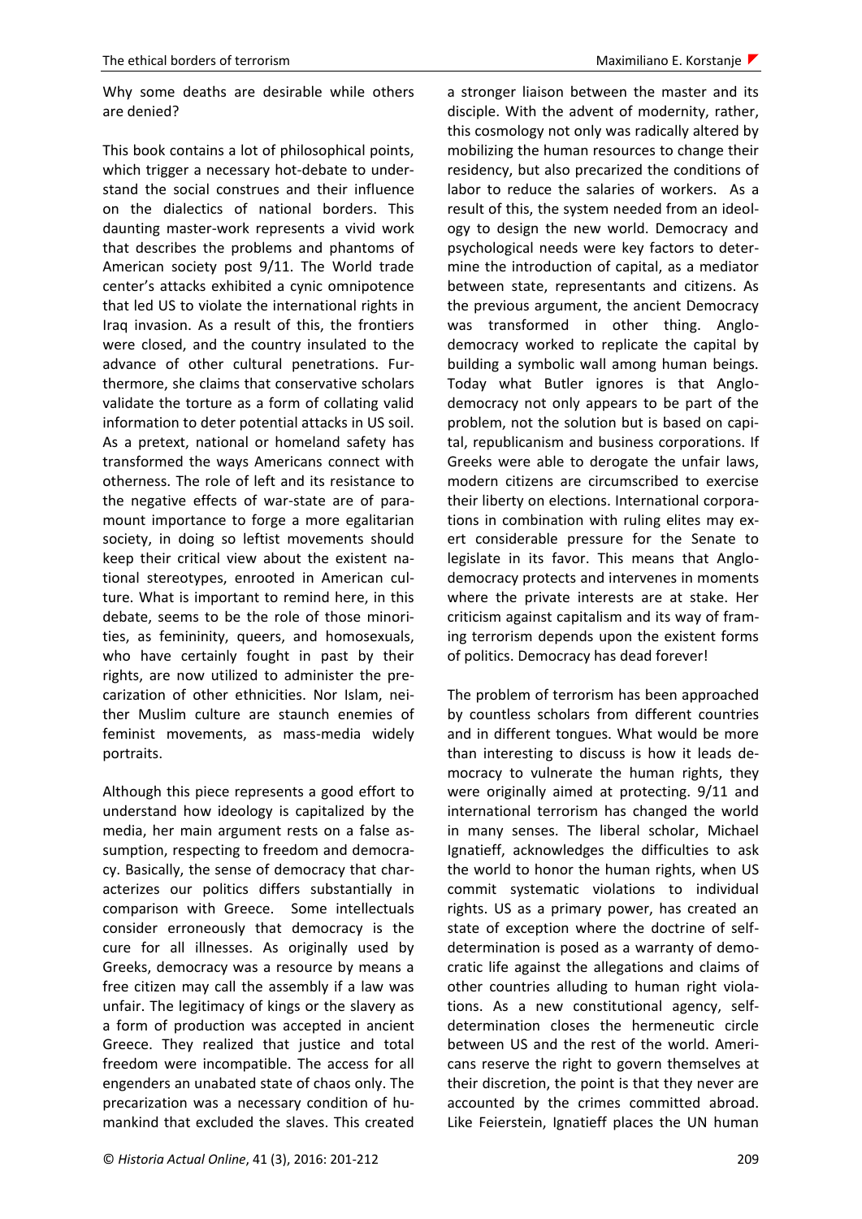Why some deaths are desirable while others are denied?

This book contains a lot of philosophical points, which trigger a necessary hot-debate to understand the social construes and their influence on the dialectics of national borders. This daunting master-work represents a vivid work that describes the problems and phantoms of American society post 9/11. The World trade center's attacks exhibited a cynic omnipotence that led US to violate the international rights in Iraq invasion. As a result of this, the frontiers were closed, and the country insulated to the advance of other cultural penetrations. Furthermore, she claims that conservative scholars validate the torture as a form of collating valid information to deter potential attacks in US soil. As a pretext, national or homeland safety has transformed the ways Americans connect with otherness. The role of left and its resistance to the negative effects of war-state are of paramount importance to forge a more egalitarian society, in doing so leftist movements should keep their critical view about the existent national stereotypes, enrooted in American culture. What is important to remind here, in this debate, seems to be the role of those minorities, as femininity, queers, and homosexuals, who have certainly fought in past by their rights, are now utilized to administer the precarization of other ethnicities. Nor Islam, neither Muslim culture are staunch enemies of feminist movements, as mass-media widely portraits.

Although this piece represents a good effort to understand how ideology is capitalized by the media, her main argument rests on a false assumption, respecting to freedom and democracy. Basically, the sense of democracy that characterizes our politics differs substantially in comparison with Greece. Some intellectuals consider erroneously that democracy is the cure for all illnesses. As originally used by Greeks, democracy was a resource by means a free citizen may call the assembly if a law was unfair. The legitimacy of kings or the slavery as a form of production was accepted in ancient Greece. They realized that justice and total freedom were incompatible. The access for all engenders an unabated state of chaos only. The precarization was a necessary condition of humankind that excluded the slaves. This created a stronger liaison between the master and its disciple. With the advent of modernity, rather, this cosmology not only was radically altered by mobilizing the human resources to change their residency, but also precarized the conditions of labor to reduce the salaries of workers. As a result of this, the system needed from an ideology to design the new world. Democracy and psychological needs were key factors to determine the introduction of capital, as a mediator between state, representants and citizens. As the previous argument, the ancient Democracy was transformed in other thing. Anglo-democracy worked to replicate the capital by building a symbolic wall among human beings. Today what Butler ignores is that Anglo-democracy not only appears to be part of the problem, not the solution but is based on capital, republicanism and business corporations. If Greeks were able to derogate the unfair laws, modern citizens are circumscribed to exercise their liberty on elections. International corporations in combination with ruling elites may exert considerable pressure for the Senate to legislate in its favor. This means that Anglo-democracy protects and intervenes in moments where the private interests are at stake. Her criticism against capitalism and its way of framing terrorism depends upon the existent forms of politics. Democracy has dead forever!

The problem of terrorism has been approached by countless scholars from different countries and in different tongues. What would be more than interesting to discuss is how it leads democracy to vulnerate the human rights, they were originally aimed at protecting. 9/11 and international terrorism has changed the world in many senses. The liberal scholar, Michael Ignatieff, acknowledges the difficulties to ask the world to honor the human rights, when US commit systematic violations to individual rights. US as a primary power, has created an state of exception where the doctrine of self-determination is posed as a warranty of democratic life against the allegations and claims of other countries alluding to human right violations. As a new constitutional agency, self-determination closes the hermeneutic circle between US and the rest of the world. Americans reserve the right to govern themselves at their discretion, the point is that they never are accounted by the crimes committed abroad. Like Feierstein, Ignatieff places the UN human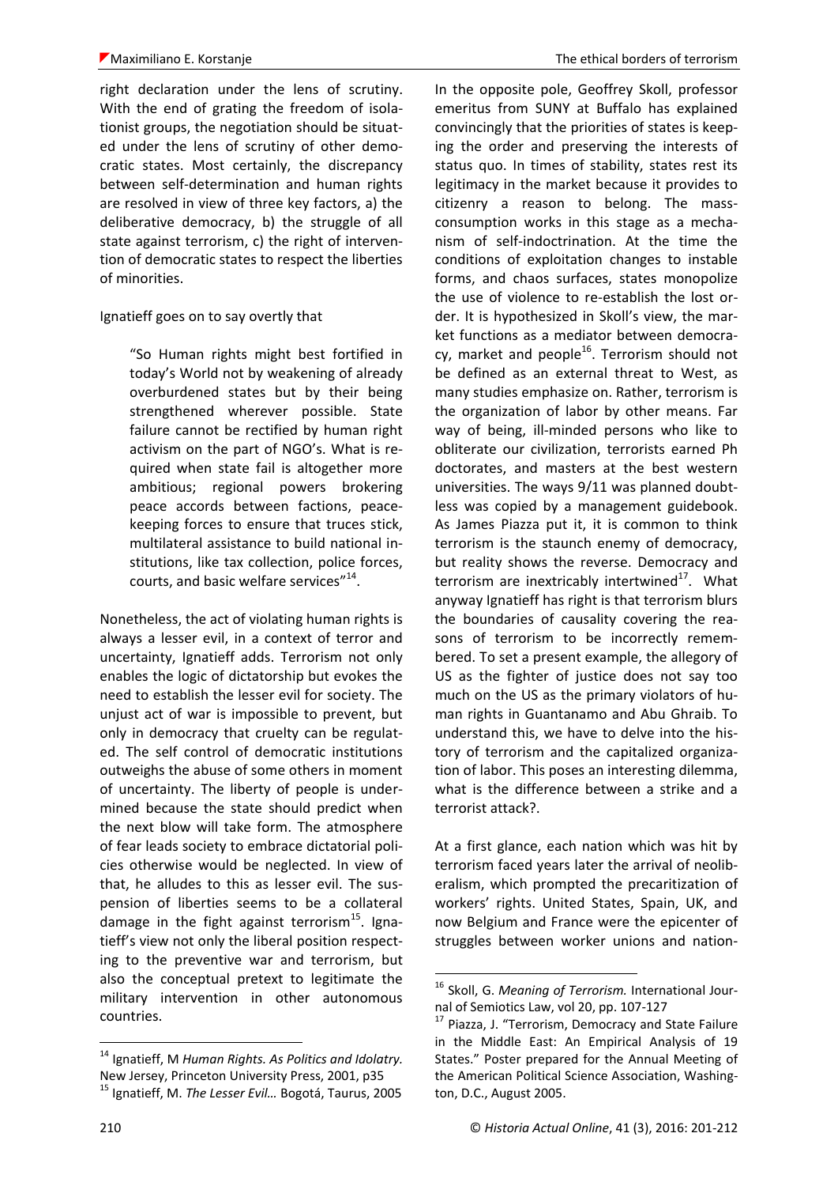right declaration under the lens of scrutiny. With the end of grating the freedom of isolationist groups, the negotiation should be situated under the lens of scrutiny of other democratic states. Most certainly, the discrepancy between self-determination and human rights are resolved in view of three key factors, a) the deliberative democracy, b) the struggle of all state against terrorism, c) the right of intervention of democratic states to respect the liberties of minorities.

Ignatieff goes on to say overtly that

> "So Human rights might best fortified in today's World not by weakening of already overburdened states but by their being strengthened wherever possible. State failure cannot be rectified by human right activism on the part of NGO's. What is required when state fail is altogether more ambitious; regional powers brokering peace accords between factions, peacekeeping forces to ensure that truces stick, multilateral assistance to build national institutions, like tax collection, police forces, courts, and basic welfare services"[14].

Nonetheless, the act of violating human rights is always a lesser evil, in a context of terror and uncertainty, Ignatieff adds. Terrorism not only enables the logic of dictatorship but evokes the need to establish the lesser evil for society. The unjust act of war is impossible to prevent, but only in democracy that cruelty can be regulated. The self control of democratic institutions outweighs the abuse of some others in moment of uncertainty. The liberty of people is undermined because the state should predict when the next blow will take form. The atmosphere of fear leads society to embrace dictatorial policies otherwise would be neglected. In view of that, he alludes to this as lesser evil. The suspension of liberties seems to be a collateral damage in the fight against terrorism[15]. Ignatieff's view not only the liberal position respecting to the preventive war and terrorism, but also the conceptual pretext to legitimate the military intervention in other autonomous countries.

In the opposite pole, Geoffrey Skoll, professor emeritus from SUNY at Buffalo has explained convincingly that the priorities of states is keeping the order and preserving the interests of status quo. In times of stability, states rest its legitimacy in the market because it provides to citizenry a reason to belong. The mass-consumption works in this stage as a mechanism of self-indoctrination. At the time the conditions of exploitation changes to instable forms, and chaos surfaces, states monopolize the use of violence to re-establish the lost order. It is hypothesized in Skoll's view, the market functions as a mediator between democracy, market and people[16]. Terrorism should not be defined as an external threat to West, as many studies emphasize on. Rather, terrorism is the organization of labor by other means. Far way of being, ill-minded persons who like to obliterate our civilization, terrorists earned Ph doctorates, and masters at the best western universities. The ways 9/11 was planned doubtless was copied by a management guidebook. As James Piazza put it, it is common to think terrorism is the staunch enemy of democracy, but reality shows the reverse. Democracy and terrorism are inextricably intertwined[17]. What anyway Ignatieff has right is that terrorism blurs the boundaries of causality covering the reasons of terrorism to be incorrectly remembered. To set a present example, the allegory of US as the fighter of justice does not say too much on the US as the primary violators of human rights in Guantanamo and Abu Ghraib. To understand this, we have to delve into the history of terrorism and the capitalized organization of labor. This poses an interesting dilemma, what is the difference between a strike and a terrorist attack?.

At a first glance, each nation which was hit by terrorism faced years later the arrival of neoliberalism, which prompted the precaritization of workers' rights. United States, Spain, UK, and now Belgium and France were the epicenter of struggles between worker unions and nation-

---

[14] Ignatieff, M *Human Rights. As Politics and Idolatry.* New Jersey, Princeton University Press, 2001, p35

[15] Ignatieff, M. *The Lesser Evil…* Bogotá, Taurus, 2005

[16] Skoll, G. *Meaning of Terrorism.* International Journal of Semiotics Law, vol 20, pp. 107-127

[17] Piazza, J. "Terrorism, Democracy and State Failure in the Middle East: An Empirical Analysis of 19 States." Poster prepared for the Annual Meeting of the American Political Science Association, Washington, D.C., August 2005.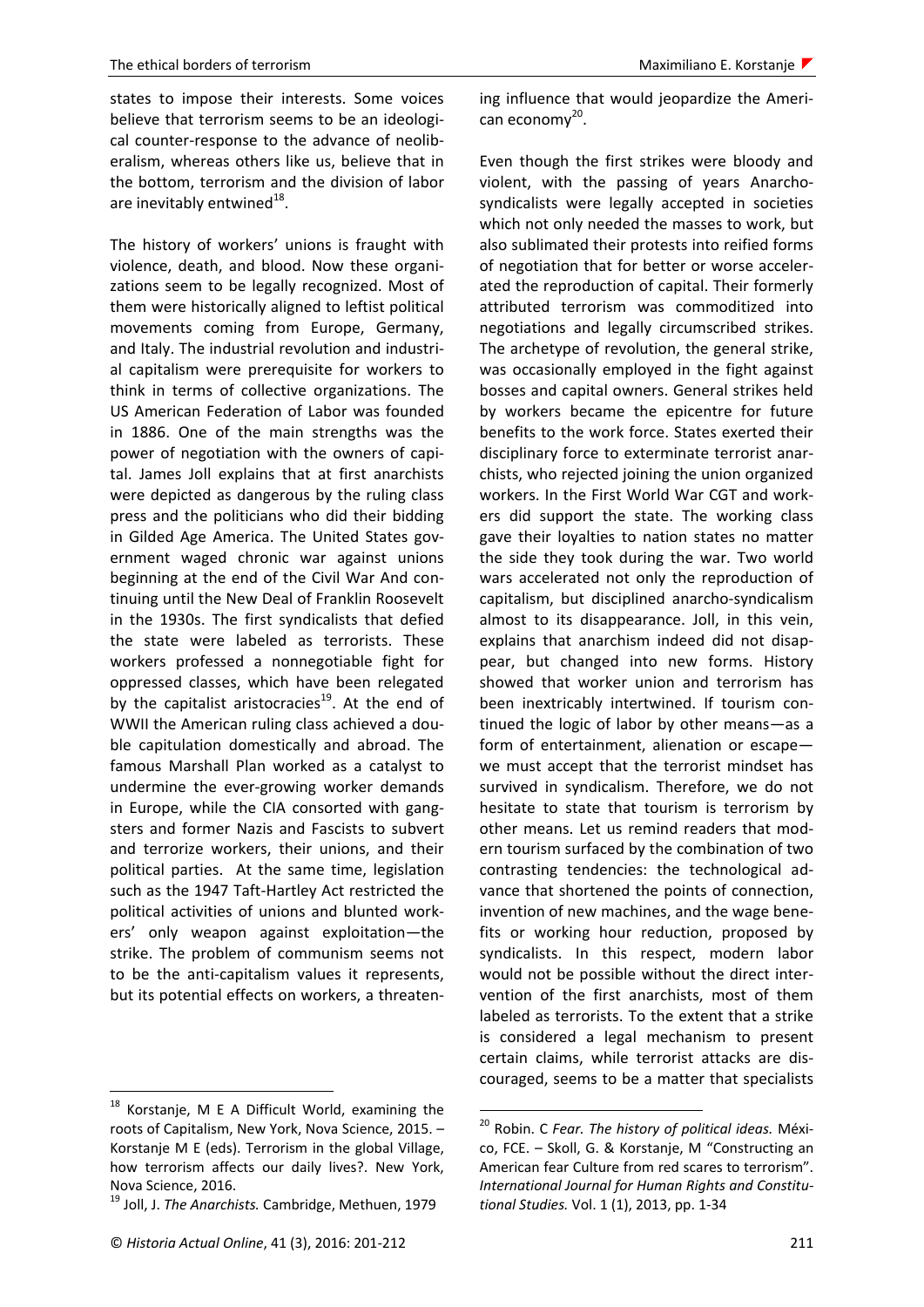states to impose their interests. Some voices believe that terrorism seems to be an ideological counter-response to the advance of neoliberalism, whereas others like us, believe that in the bottom, terrorism and the division of labor are inevitably entwined[18].

The history of workers' unions is fraught with violence, death, and blood. Now these organizations seem to be legally recognized. Most of them were historically aligned to leftist political movements coming from Europe, Germany, and Italy. The industrial revolution and industrial capitalism were prerequisite for workers to think in terms of collective organizations. The US American Federation of Labor was founded in 1886. One of the main strengths was the power of negotiation with the owners of capital. James Joll explains that at first anarchists were depicted as dangerous by the ruling class press and the politicians who did their bidding in Gilded Age America. The United States government waged chronic war against unions beginning at the end of the Civil War And continuing until the New Deal of Franklin Roosevelt in the 1930s. The first syndicalists that defied the state were labeled as terrorists. These workers professed a nonnegotiable fight for oppressed classes, which have been relegated by the capitalist aristocracies[19]. At the end of WWII the American ruling class achieved a double capitulation domestically and abroad. The famous Marshall Plan worked as a catalyst to undermine the ever-growing worker demands in Europe, while the CIA consorted with gangsters and former Nazis and Fascists to subvert and terrorize workers, their unions, and their political parties. At the same time, legislation such as the 1947 Taft-Hartley Act restricted the political activities of unions and blunted workers' only weapon against exploitation—the strike. The problem of communism seems not to be the anti-capitalism values it represents, but its potential effects on workers, a threatening influence that would jeopardize the American economy[20].

Even though the first strikes were bloody and violent, with the passing of years Anarcho-syndicalists were legally accepted in societies which not only needed the masses to work, but also sublimated their protests into reified forms of negotiation that for better or worse accelerated the reproduction of capital. Their formerly attributed terrorism was commoditized into negotiations and legally circumscribed strikes. The archetype of revolution, the general strike, was occasionally employed in the fight against bosses and capital owners. General strikes held by workers became the epicentre for future benefits to the work force. States exerted their disciplinary force to exterminate terrorist anarchists, who rejected joining the union organized workers. In the First World War CGT and workers did support the state. The working class gave their loyalties to nation states no matter the side they took during the war. Two world wars accelerated not only the reproduction of capitalism, but disciplined anarcho-syndicalism almost to its disappearance. Joll, in this vein, explains that anarchism indeed did not disappear, but changed into new forms. History showed that worker union and terrorism has been inextricably intertwined. If tourism continued the logic of labor by other means—as a form of entertainment, alienation or escape—we must accept that the terrorist mindset has survived in syndicalism. Therefore, we do not hesitate to state that tourism is terrorism by other means. Let us remind readers that modern tourism surfaced by the combination of two contrasting tendencies: the technological advance that shortened the points of connection, invention of new machines, and the wage benefits or working hour reduction, proposed by syndicalists. In this respect, modern labor would not be possible without the direct intervention of the first anarchists, most of them labeled as terrorists. To the extent that a strike is considered a legal mechanism to present certain claims, while terrorist attacks are discouraged, seems to be a matter that specialists

---

[18] Korstanje, M E A Difficult World, examining the roots of Capitalism, New York, Nova Science, 2015. – Korstanje M E (eds). Terrorism in the global Village, how terrorism affects our daily lives?. New York, Nova Science, 2016.

[19] Joll, J. *The Anarchists.* Cambridge, Methuen, 1979

[20] Robin. C *Fear. The history of political ideas.* México, FCE. – Skoll, G. & Korstanje, M "Constructing an American fear Culture from red scares to terrorism". *International Journal for Human Rights and Constitutional Studies.* Vol. 1 (1), 2013, pp. 1-34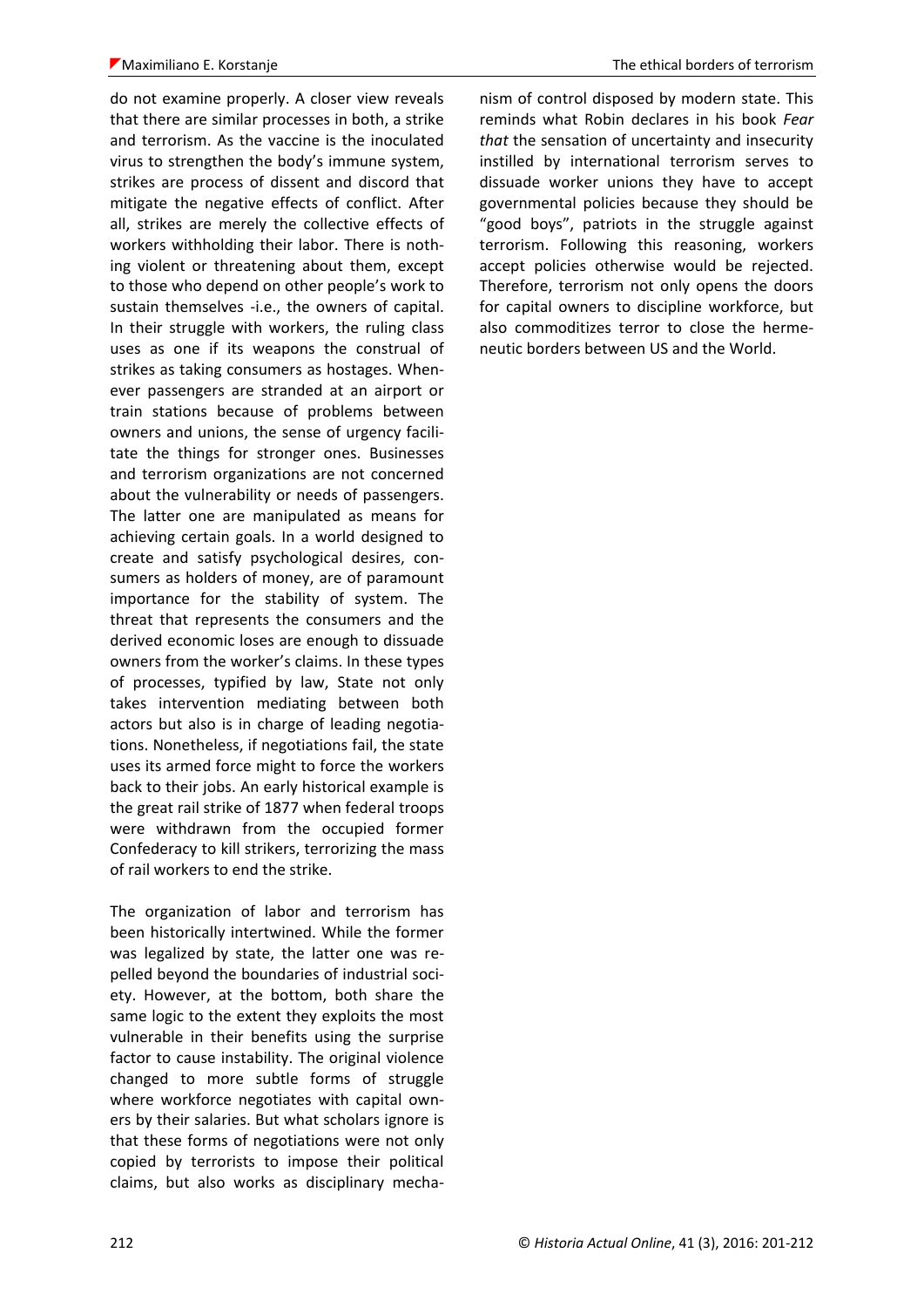do not examine properly. A closer view reveals that there are similar processes in both, a strike and terrorism. As the vaccine is the inoculated virus to strengthen the body's immune system, strikes are process of dissent and discord that mitigate the negative effects of conflict. After all, strikes are merely the collective effects of workers withholding their labor. There is nothing violent or threatening about them, except to those who depend on other people's work to sustain themselves -i.e., the owners of capital. In their struggle with workers, the ruling class uses as one if its weapons the construal of strikes as taking consumers as hostages. Whenever passengers are stranded at an airport or train stations because of problems between owners and unions, the sense of urgency facilitate the things for stronger ones. Businesses and terrorism organizations are not concerned about the vulnerability or needs of passengers. The latter one are manipulated as means for achieving certain goals. In a world designed to create and satisfy psychological desires, consumers as holders of money, are of paramount importance for the stability of system. The threat that represents the consumers and the derived economic loses are enough to dissuade owners from the worker's claims. In these types of processes, typified by law, State not only takes intervention mediating between both actors but also is in charge of leading negotiations. Nonetheless, if negotiations fail, the state uses its armed force might to force the workers back to their jobs. An early historical example is the great rail strike of 1877 when federal troops were withdrawn from the occupied former Confederacy to kill strikers, terrorizing the mass of rail workers to end the strike.

The organization of labor and terrorism has been historically intertwined. While the former was legalized by state, the latter one was repelled beyond the boundaries of industrial society. However, at the bottom, both share the same logic to the extent they exploits the most vulnerable in their benefits using the surprise factor to cause instability. The original violence changed to more subtle forms of struggle where workforce negotiates with capital owners by their salaries. But what scholars ignore is that these forms of negotiations were not only copied by terrorists to impose their political claims, but also works as disciplinary mechanism of control disposed by modern state. This reminds what Robin declares in his book *Fear that* the sensation of uncertainty and insecurity instilled by international terrorism serves to dissuade worker unions they have to accept governmental policies because they should be "good boys", patriots in the struggle against terrorism. Following this reasoning, workers accept policies otherwise would be rejected. Therefore, terrorism not only opens the doors for capital owners to discipline workforce, but also commoditizes terror to close the hermeneutic borders between US and the World.